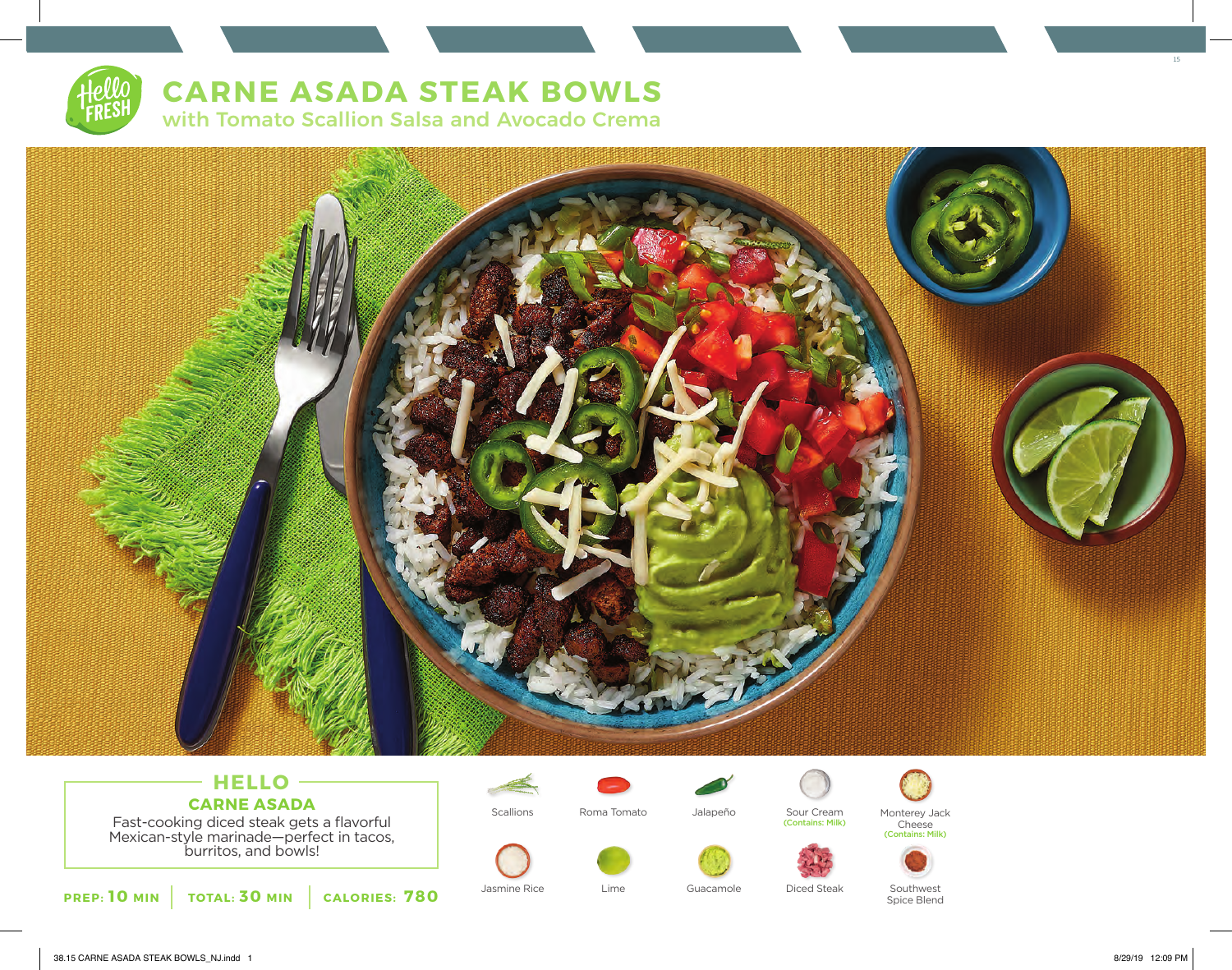# CARNE ASADA STEAK BOWLS

## with Tomato Scallion Salsa and Avocado Crema

## HELLO

### CARNE ASADA

Fast-cooking diced steak gets a flavorful Mexican-style marinade—perfect in tacos, burritos, and bowls!

**PREP: 10 MIN** | **TOTAL: 30 MIN** | **CALORIES: 780**

- Scallions
- Roma Tomato
- Jalapeño
- Sour Cream (Contains: Milk)
- Monterey Jack Cheese (Contains: Milk)
- Jasmine Rice
- Lime
- Guacamole
- Diced Steak
- Southwest Spice Blend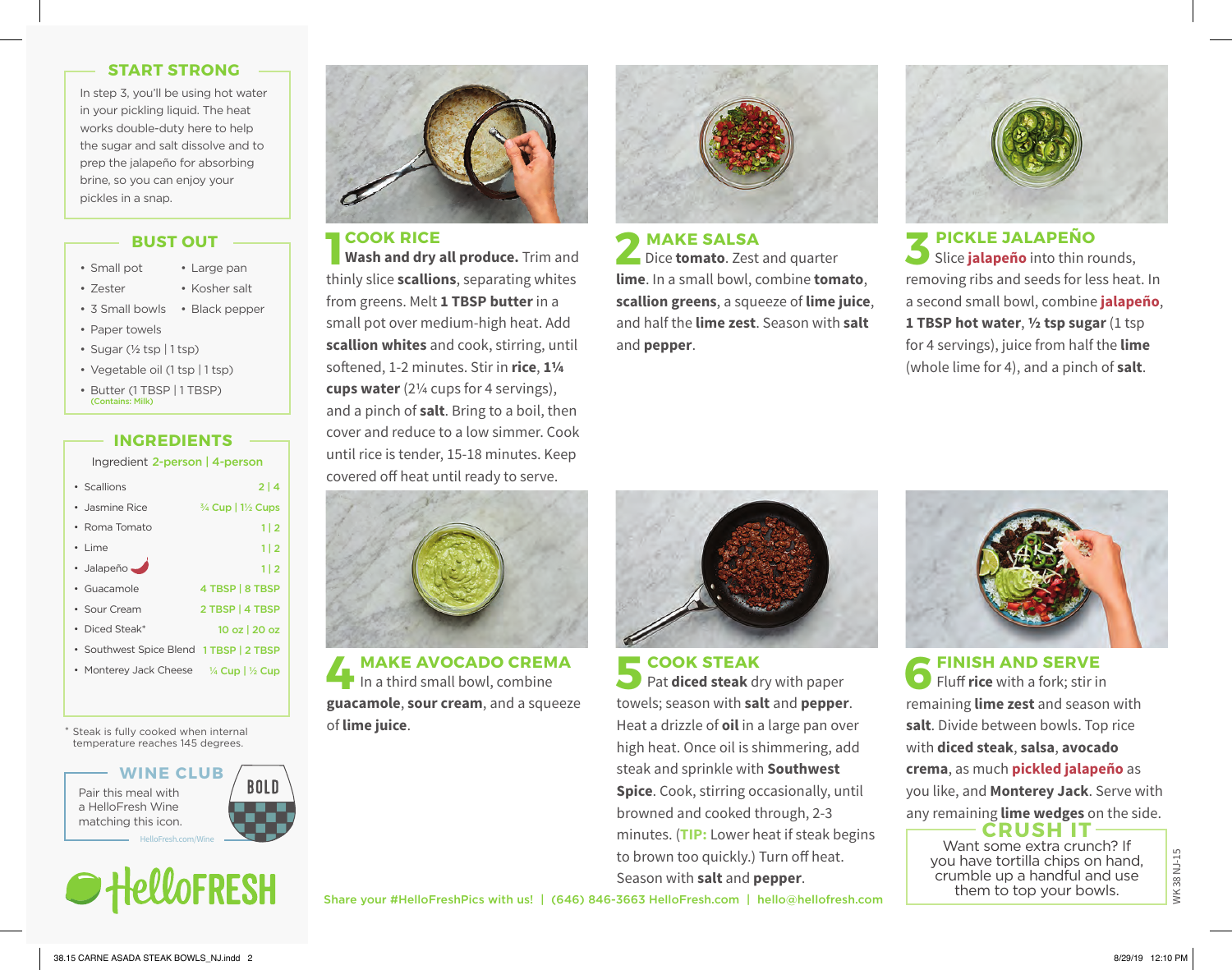## START STRONG

In step 3, you'll be using hot water in your pickling liquid. The heat works double-duty here to help the sugar and salt dissolve and to prep the jalapeño for absorbing brine, so you can enjoy your pickles in a snap.

## BUST OUT

- Small pot
- Zester
- 3 Small bowls
- Paper towels
- Sugar (½ tsp | 1 tsp)
- Vegetable oil (1 tsp | 1 tsp)
- Butter (1 TBSP | 1 TBSP) (Contains: Milk)
- Large pan
- Kosher salt
- Black pepper

## INGREDIENTS

| Ingredient | 2-person \| 4-person |
|---|---|
| Scallions | 2 \| 4 |
| Jasmine Rice | ¾ Cup \| 1½ Cups |
| Roma Tomato | 1 \| 2 |
| Lime | 1 \| 2 |
| Jalapeño | 1 \| 2 |
| Guacamole | 4 TBSP \| 8 TBSP |
| Sour Cream | 2 TBSP \| 4 TBSP |
| Diced Steak* | 10 oz \| 20 oz |
| Southwest Spice Blend | 1 TBSP \| 2 TBSP |
| Monterey Jack Cheese | ¼ Cup \| ½ Cup |

\* Steak is fully cooked when internal temperature reaches 145 degrees.

## WINE CLUB

Pair this meal with a HelloFresh Wine matching this icon.

BOLD

HelloFresh.com/Wine

HelloFRESH

## 1 COOK RICE

**Wash and dry all produce.** Trim and thinly slice **scallions**, separating whites from greens. Melt **1 TBSP butter** in a small pot over medium-high heat. Add **scallion whites** and cook, stirring, until softened, 1-2 minutes. Stir in **rice**, **1¼ cups water** (2¼ cups for 4 servings), and a pinch of **salt**. Bring to a boil, then cover and reduce to a low simmer. Cook until rice is tender, 15-18 minutes. Keep covered off heat until ready to serve.

## 2 MAKE SALSA

Dice **tomato**. Zest and quarter **lime**. In a small bowl, combine **tomato**, **scallion greens**, a squeeze of **lime juice**, and half the **lime zest**. Season with **salt** and **pepper**.

## 3 PICKLE JALAPEÑO

Slice **jalapeño** into thin rounds, removing ribs and seeds for less heat. In a second small bowl, combine **jalapeño**, **1 TBSP hot water**, **½ tsp sugar** (1 tsp for 4 servings), juice from half the **lime** (whole lime for 4), and a pinch of **salt**.

## 4 MAKE AVOCADO CREMA

In a third small bowl, combine **guacamole**, **sour cream**, and a squeeze of **lime juice**.

## 5 COOK STEAK

Pat **diced steak** dry with paper towels; season with **salt** and **pepper**. Heat a drizzle of **oil** in a large pan over high heat. Once oil is shimmering, add steak and sprinkle with **Southwest Spice**. Cook, stirring occasionally, until browned and cooked through, 2-3 minutes. (**TIP:** Lower heat if steak begins to brown too quickly.) Turn off heat. Season with **salt** and **pepper**.

## 6 FINISH AND SERVE

Fluff **rice** with a fork; stir in remaining **lime zest** and season with **salt**. Divide between bowls. Top rice with **diced steak**, **salsa**, **avocado crema**, as much **pickled jalapeño** as you like, and **Monterey Jack**. Serve with any remaining **lime wedges** on the side.

## CRUSH IT

Want some extra crunch? If you have tortilla chips on hand, crumble up a handful and use them to top your bowls.

Share your #HelloFreshPics with us! | (646) 846-3663 HelloFresh.com | hello@hellofresh.com

WK 38 NJ-15